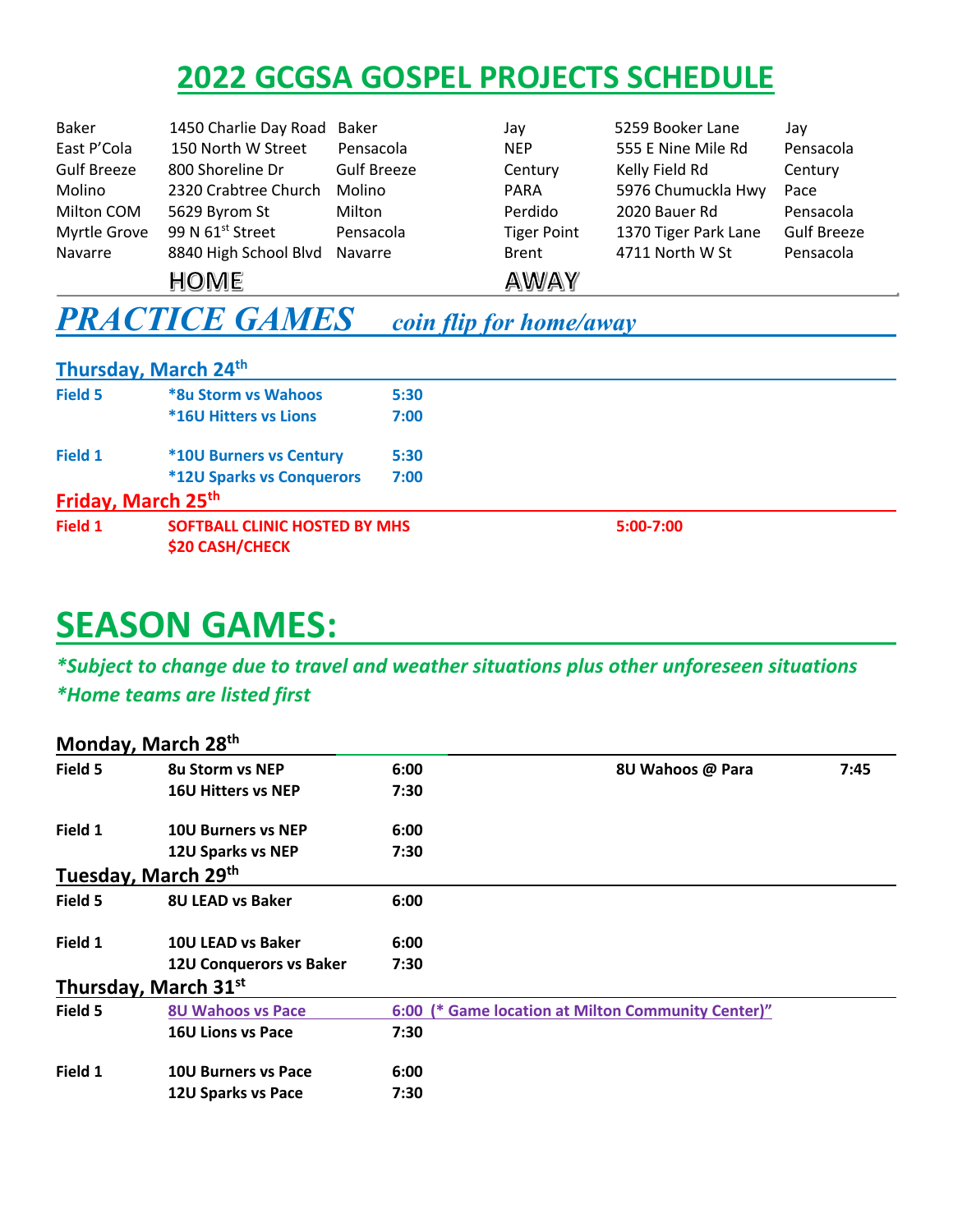# 2022 GCGSA GOSPEL PROJECTS SCHEDULE

| | | | | | |
|---|---|---|---|---|---|
| Baker | 1450 Charlie Day Road | Baker | Jay | 5259 Booker Lane | Jay |
| East P'Cola | 150 North W Street | Pensacola | NEP | 555 E Nine Mile Rd | Pensacola |
| Gulf Breeze | 800 Shoreline Dr | Gulf Breeze | Century | Kelly Field Rd | Century |
| Molino | 2320 Crabtree Church | Molino | PARA | 5976 Chumuckla Hwy | Pace |
| Milton COM | 5629 Byrom St | Milton | Perdido | 2020 Bauer Rd | Pensacola |
| Myrtle Grove | 99 N 61st Street | Pensacola | Tiger Point | 1370 Tiger Park Lane | Gulf Breeze |
| Navarre | 8840 High School Blvd | Navarre | Brent | 4711 North W St | Pensacola |
| | HOME | | AWAY | | |

## *PRACTICE GAMES* *coin flip for home/away*

### Thursday, March 24th

| | | |
|---|---|---|
| Field 5 | *8u Storm vs Wahoos | 5:30 |
| | *16U Hitters vs Lions | 7:00 |
| Field 1 | *10U Burners vs Century | 5:30 |
| | *12U Sparks vs Conquerors | 7:00 |

### Friday, March 25th

| | | |
|---|---|---|
| Field 1 | SOFTBALL CLINIC HOSTED BY MHS<br>$20 CASH/CHECK | 5:00-7:00 |

# SEASON GAMES:

*\*Subject to change due to travel and weather situations plus other unforeseen situations*
*\*Home teams are listed first*

### Monday, March 28th

| | | | | |
|---|---|---|---|---|
| Field 5 | 8u Storm vs NEP | 6:00 | 8U Wahoos @ Para | 7:45 |
| | 16U Hitters vs NEP | 7:30 | | |
| Field 1 | 10U Burners vs NEP | 6:00 | | |
| | 12U Sparks vs NEP | 7:30 | | |

### Tuesday, March 29th

| | | |
|---|---|---|
| Field 5 | 8U LEAD vs Baker | 6:00 |
| Field 1 | 10U LEAD vs Baker | 6:00 |
| | 12U Conquerors vs Baker | 7:30 |

### Thursday, March 31st

| | | |
|---|---|---|
| Field 5 | 8U Wahoos vs Pace | 6:00 (* Game location at Milton Community Center)" |
| | 16U Lions vs Pace | 7:30 |
| Field 1 | 10U Burners vs Pace | 6:00 |
| | 12U Sparks vs Pace | 7:30 |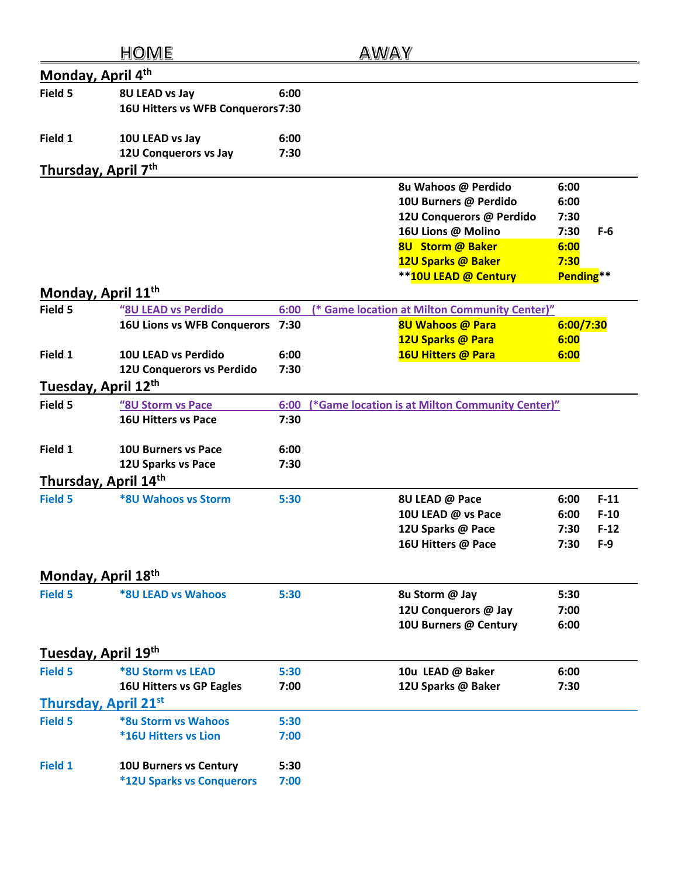| | HOME | | AWAY | | |
|---|---|---|---|---|---|
| **Monday, April 4th** | | | | | |
| Field 5 | 8U LEAD vs Jay | 6:00 | | | |
| | 16U Hitters vs WFB Conquerors | 7:30 | | | |
| Field 1 | 10U LEAD vs Jay | 6:00 | | | |
| | 12U Conquerors vs Jay | 7:30 | | | |
| **Thursday, April 7th** | | | | | |
| | | | 8u Wahoos @ Perdido | 6:00 | |
| | | | 10U Burners @ Perdido | 6:00 | |
| | | | 12U Conquerors @ Perdido | 7:30 | |
| | | | 16U Lions @ Molino | 7:30 | F-6 |
| | | | 8U Storm @ Baker | 6:00 | |
| | | | 12U Sparks @ Baker | 7:30 | |
| | | | **10U LEAD @ Century | Pending** | |
| **Monday, April 11th** | | | | | |
| Field 5 | "8U LEAD vs Perdido | 6:00 | (* Game location at Milton Community Center)" | | |
| | 16U Lions vs WFB Conquerors | 7:30 | 8U Wahoos @ Para | 6:00/7:30 | |
| | | | 12U Sparks @ Para | 6:00 | |
| Field 1 | 10U LEAD vs Perdido | 6:00 | 16U Hitters @ Para | 6:00 | |
| | 12U Conquerors vs Perdido | 7:30 | | | |
| **Tuesday, April 12th** | | | | | |
| Field 5 | "8U Storm vs Pace | 6:00 | (*Game location is at Milton Community Center)" | | |
| | 16U Hitters vs Pace | 7:30 | | | |
| Field 1 | 10U Burners vs Pace | 6:00 | | | |
| | 12U Sparks vs Pace | 7:30 | | | |
| **Thursday, April 14th** | | | | | |
| Field 5 | *8U Wahoos vs Storm | 5:30 | 8U LEAD @ Pace | 6:00 | F-11 |
| | | | 10U LEAD @ vs Pace | 6:00 | F-10 |
| | | | 12U Sparks @ Pace | 7:30 | F-12 |
| | | | 16U Hitters @ Pace | 7:30 | F-9 |
| **Monday, April 18th** | | | | | |
| Field 5 | *8U LEAD vs Wahoos | 5:30 | 8u Storm @ Jay | 5:30 | |
| | | | 12U Conquerors @ Jay | 7:00 | |
| | | | 10U Burners @ Century | 6:00 | |
| **Tuesday, April 19th** | | | | | |
| Field 5 | *8U Storm vs LEAD | 5:30 | 10u LEAD @ Baker | 6:00 | |
| | 16U Hitters vs GP Eagles | 7:00 | 12U Sparks @ Baker | 7:30 | |
| **Thursday, April 21st** | | | | | |
| Field 5 | *8u Storm vs Wahoos | 5:30 | | | |
| | *16U Hitters vs Lion | 7:00 | | | |
| Field 1 | 10U Burners vs Century | 5:30 | | | |
| | *12U Sparks vs Conquerors | 7:00 | | | |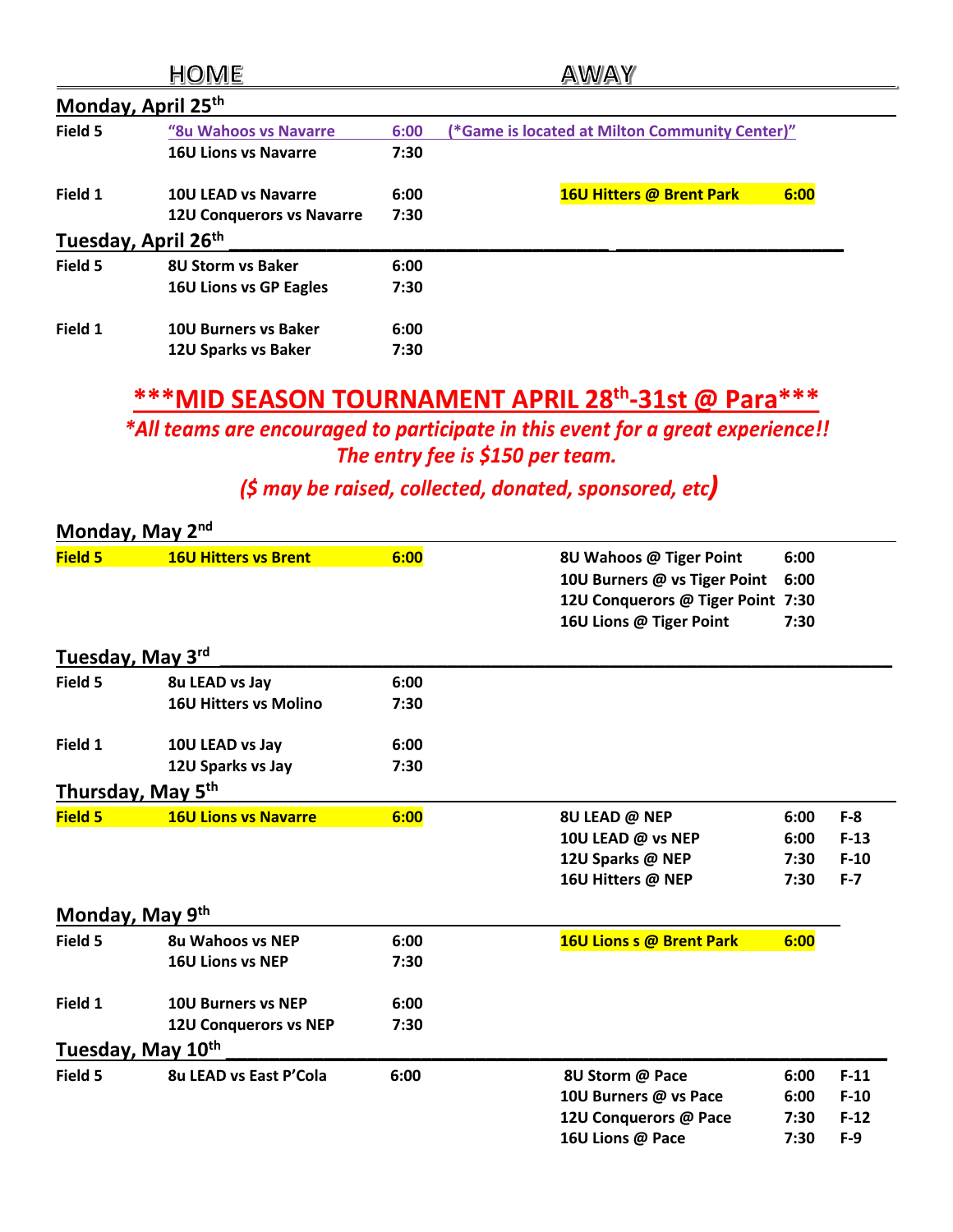| | HOME | | AWAY | | |
|---|---|---|---|---|---|
| **Monday, April 25th** | | | | | |
| **Field 5** | **"8u Wahoos vs Navarre** | **6:00** | **(*Game is located at Milton Community Center)"** | | |
| | **16U Lions vs Navarre** | **7:30** | | | |
| **Field 1** | **10U LEAD vs Navarre** | **6:00** | **16U Hitters @ Brent Park** | **6:00** | |
| | **12U Conquerors vs Navarre** | **7:30** | | | |
| **Tuesday, April 26th** | | | | | |
| **Field 5** | **8U Storm vs Baker** | **6:00** | | | |
| | **16U Lions vs GP Eagles** | **7:30** | | | |
| **Field 1** | **10U Burners vs Baker** | **6:00** | | | |
| | **12U Sparks vs Baker** | **7:30** | | | |

## ***MID SEASON TOURNAMENT APRIL 28th-31st @ Para***

*\*All teams are encouraged to participate in this event for a great experience!!*
*The entry fee is $150 per team.*
*($ may be raised, collected, donated, sponsored, etc)*

| | HOME | | AWAY | | |
|---|---|---|---|---|---|
| **Monday, May 2nd** | | | | | |
| **Field 5** | **16U Hitters vs Brent** | **6:00** | **8U Wahoos @ Tiger Point** | **6:00** | |
| | | | **10U Burners @ vs Tiger Point** | **6:00** | |
| | | | **12U Conquerors @ Tiger Point** | **7:30** | |
| | | | **16U Lions @ Tiger Point** | **7:30** | |
| **Tuesday, May 3rd** | | | | | |
| **Field 5** | **8u LEAD vs Jay** | **6:00** | | | |
| | **16U Hitters vs Molino** | **7:30** | | | |
| **Field 1** | **10U LEAD vs Jay** | **6:00** | | | |
| | **12U Sparks vs Jay** | **7:30** | | | |
| **Thursday, May 5th** | | | | | |
| **Field 5** | **16U Lions vs Navarre** | **6:00** | **8U LEAD @ NEP** | **6:00** | **F-8** |
| | | | **10U LEAD @ vs NEP** | **6:00** | **F-13** |
| | | | **12U Sparks @ NEP** | **7:30** | **F-10** |
| | | | **16U Hitters @ NEP** | **7:30** | **F-7** |
| **Monday, May 9th** | | | | | |
| **Field 5** | **8u Wahoos vs NEP** | **6:00** | **16U Lions s @ Brent Park** | **6:00** | |
| | **16U Lions vs NEP** | **7:30** | | | |
| **Field 1** | **10U Burners vs NEP** | **6:00** | | | |
| | **12U Conquerors vs NEP** | **7:30** | | | |
| **Tuesday, May 10th** | | | | | |
| **Field 5** | **8u LEAD vs East P'Cola** | **6:00** | **8U Storm @ Pace** | **6:00** | **F-11** |
| | | | **10U Burners @ vs Pace** | **6:00** | **F-10** |
| | | | **12U Conquerors @ Pace** | **7:30** | **F-12** |
| | | | **16U Lions @ Pace** | **7:30** | **F-9** |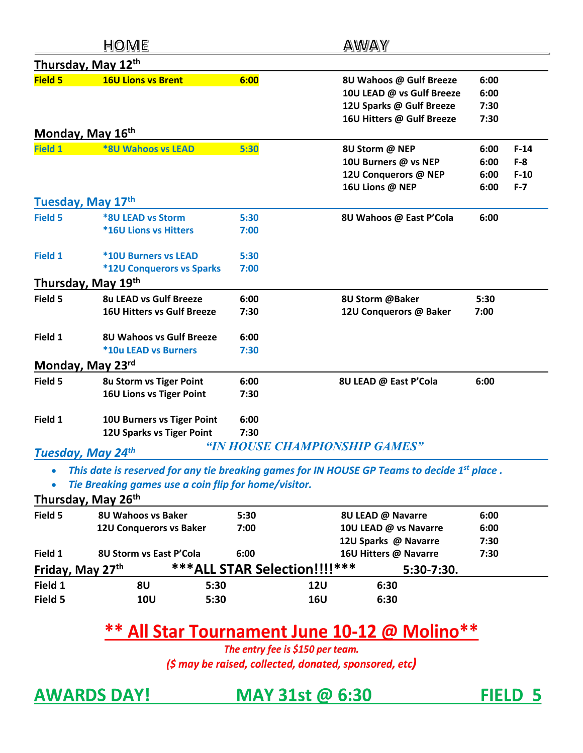| HOME | | | AWAY | | |
|---|---|---|---|---|---|
| **Thursday, May 12th** | | | | | |
| **Field 5** | **16U Lions vs Brent** | **6:00** | **8U Wahoos @ Gulf Breeze** | **6:00** | |
| | | | **10U LEAD @ vs Gulf Breeze** | **6:00** | |
| | | | **12U Sparks @ Gulf Breeze** | **7:30** | |
| | | | **16U Hitters @ Gulf Breeze** | **7:30** | |
| **Monday, May 16th** | | | | | |
| **Field 1** | ***8U Wahoos vs LEAD** | **5:30** | **8U Storm @ NEP** | **6:00** | **F-14** |
| | | | **10U Burners @ vs NEP** | **6:00** | **F-8** |
| | | | **12U Conquerors @ NEP** | **6:00** | **F-10** |
| | | | **16U Lions @ NEP** | **6:00** | **F-7** |
| **Tuesday, May 17th** | | | | | |
| **Field 5** | ***8U LEAD vs Storm** | **5:30** | **8U Wahoos @ East P'Cola** | **6:00** | |
| | ***16U Lions vs Hitters** | **7:00** | | | |
| **Field 1** | ***10U Burners vs LEAD** | **5:30** | | | |
| | ***12U Conquerors vs Sparks** | **7:00** | | | |
| **Thursday, May 19th** | | | | | |
| **Field 5** | **8u LEAD vs Gulf Breeze** | **6:00** | **8U Storm @Baker** | **5:30** | |
| | **16U Hitters vs Gulf Breeze** | **7:30** | **12U Conquerors @ Baker** | **7:00** | |
| **Field 1** | **8U Wahoos vs Gulf Breeze** | **6:00** | | | |
| | ***10u LEAD vs Burners** | **7:30** | | | |
| **Monday, May 23rd** | | | | | |
| **Field 5** | **8u Storm vs Tiger Point** | **6:00** | **8U LEAD @ East P'Cola** | **6:00** | |
| | **16U Lions vs Tiger Point** | **7:30** | | | |
| **Field 1** | **10U Burners vs Tiger Point** | **6:00** | | | |
| | **12U Sparks vs Tiger Point** | **7:30** | | | |

***Tuesday, May 24th*** ***"IN HOUSE CHAMPIONSHIP GAMES"***

- ***This date is reserved for any tie breaking games for IN HOUSE GP Teams to decide 1st place .***
- ***Tie Breaking games use a coin flip for home/visitor.***

| | | | | | |
|---|---|---|---|---|---|
| **Thursday, May 26th** | | | | | |
| **Field 5** | **8U Wahoos vs Baker** | **5:30** | **8U LEAD @ Navarre** | **6:00** | |
| | **12U Conquerors vs Baker** | **7:00** | **10U LEAD @ vs Navarre** | **6:00** | |
| | | | **12U Sparks @ Navarre** | **7:30** | |
| **Field 1** | **8U Storm vs East P'Cola** | **6:00** | **16U Hitters @ Navarre** | **7:30** | |

**Friday, May 27th** **\*\*\*ALL STAR Selection!!!!\*\*\*** **5:30-7:30.**

| | | | | |
|---|---|---|---|---|
| **Field 1** | **8U** | **5:30** | **12U** | **6:30** |
| **Field 5** | **10U** | **5:30** | **16U** | **6:30** |

## ** All Star Tournament June 10-12 @ Molino**

*The entry fee is $150 per team.*

*($ may be raised, collected, donated, sponsored, etc)*

## AWARDS DAY! MAY 31st @ 6:30 FIELD 5